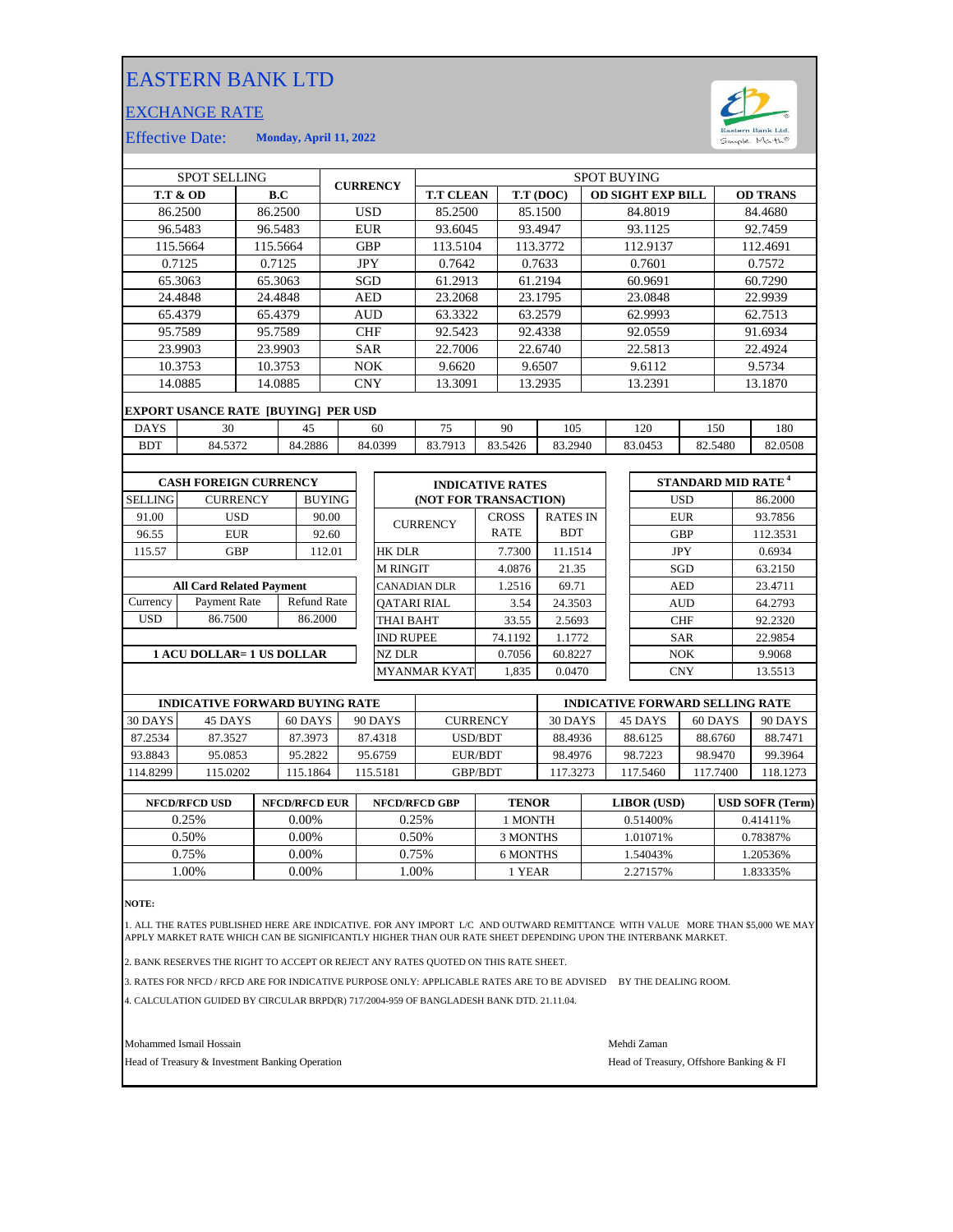# EASTERN BANK LTD

## EXCHANGE RATE

Effective Date: **Monday, April 11, 2022**

| SPOT SELLING | | CURRENCY | SPOT BUYING | | | |
|---|---|---|---|---|---|---|
| **T.T & OD** | **B.C** | | **T.T CLEAN** | **T.T (DOC)** | **OD SIGHT EXP BILL** | **OD TRANS** |
| 86.2500 | 86.2500 | USD | 85.2500 | 85.1500 | 84.8019 | 84.4680 |
| 96.5483 | 96.5483 | EUR | 93.6045 | 93.4947 | 93.1125 | 92.7459 |
| 115.5664 | 115.5664 | GBP | 113.5104 | 113.3772 | 112.9137 | 112.4691 |
| 0.7125 | 0.7125 | JPY | 0.7642 | 0.7633 | 0.7601 | 0.7572 |
| 65.3063 | 65.3063 | SGD | 61.2913 | 61.2194 | 60.9691 | 60.7290 |
| 24.4848 | 24.4848 | AED | 23.2068 | 23.1795 | 23.0848 | 22.9939 |
| 65.4379 | 65.4379 | AUD | 63.3322 | 63.2579 | 62.9993 | 62.7513 |
| 95.7589 | 95.7589 | CHF | 92.5423 | 92.4338 | 92.0559 | 91.6934 |
| 23.9903 | 23.9903 | SAR | 22.7006 | 22.6740 | 22.5813 | 22.4924 |
| 10.3753 | 10.3753 | NOK | 9.6620 | 9.6507 | 9.6112 | 9.5734 |
| 14.0885 | 14.0885 | CNY | 13.3091 | 13.2935 | 13.2391 | 13.1870 |

**EXPORT USANCE RATE [BUYING] PER USD**

| DAYS | 30 | 45 | 60 | 75 | 90 | 105 | 120 | 150 | 180 |
|---|---|---|---|---|---|---|---|---|---|
| BDT | 84.5372 | 84.2886 | 84.0399 | 83.7913 | 83.5426 | 83.2940 | 83.0453 | 82.5480 | 82.0508 |

**CASH FOREIGN CURRENCY**

| SELLING | CURRENCY | BUYING |
|---|---|---|
| 91.00 | USD | 90.00 |
| 96.55 | EUR | 92.60 |
| 115.57 | GBP | 112.01 |

**All Card Related Payment**

| Currency | Payment Rate | Refund Rate |
|---|---|---|
| USD | 86.7500 | 86.2000 |

**1 ACU DOLLAR= 1 US DOLLAR**

**INDICATIVE RATES (NOT FOR TRANSACTION)**

| CURRENCY | CROSS RATE | RATES IN BDT |
|---|---|---|
| HK DLR | 7.7300 | 11.1514 |
| M RINGIT | 4.0876 | 21.35 |
| CANADIAN DLR | 1.2516 | 69.71 |
| QATARI RIAL | 3.54 | 24.3503 |
| THAI BAHT | 33.55 | 2.5693 |
| IND RUPEE | 74.1192 | 1.1772 |
| NZ DLR | 0.7056 | 60.8227 |
| MYANMAR KYAT | 1,835 | 0.0470 |

**STANDARD MID RATE [4]**

| Currency | Rate |
|---|---|
| USD | 86.2000 |
| EUR | 93.7856 |
| GBP | 112.3531 |
| JPY | 0.6934 |
| SGD | 63.2150 |
| AED | 23.4711 |
| AUD | 64.2793 |
| CHF | 92.2320 |
| SAR | 22.9854 |
| NOK | 9.9068 |
| CNY | 13.5513 |

| INDICATIVE FORWARD BUYING RATE | | | | CURRENCY | INDICATIVE FORWARD SELLING RATE | | | |
|---|---|---|---|---|---|---|---|---|
| 30 DAYS | 45 DAYS | 60 DAYS | 90 DAYS | | 30 DAYS | 45 DAYS | 60 DAYS | 90 DAYS |
| 87.2534 | 87.3527 | 87.3973 | 87.4318 | USD/BDT | 88.4936 | 88.6125 | 88.6760 | 88.7471 |
| 93.8843 | 95.0853 | 95.2822 | 95.6759 | EUR/BDT | 98.4976 | 98.7223 | 98.9470 | 99.3964 |
| 114.8299 | 115.0202 | 115.1864 | 115.5181 | GBP/BDT | 117.3273 | 117.5460 | 117.7400 | 118.1273 |

| NFCD/RFCD USD | NFCD/RFCD EUR | NFCD/RFCD GBP | TENOR | LIBOR (USD) | USD SOFR (Term) |
|---|---|---|---|---|---|
| 0.25% | 0.00% | 0.25% | 1 MONTH | 0.51400% | 0.41411% |
| 0.50% | 0.00% | 0.50% | 3 MONTHS | 1.01071% | 0.78387% |
| 0.75% | 0.00% | 0.75% | 6 MONTHS | 1.54043% | 1.20536% |
| 1.00% | 0.00% | 1.00% | 1 YEAR | 2.27157% | 1.83335% |

**NOTE:**

1. ALL THE RATES PUBLISHED HERE ARE INDICATIVE. FOR ANY IMPORT L/C AND OUTWARD REMITTANCE WITH VALUE MORE THAN $5,000 WE MAY APPLY MARKET RATE WHICH CAN BE SIGNIFICANTLY HIGHER THAN OUR RATE SHEET DEPENDING UPON THE INTERBANK MARKET.

2. BANK RESERVES THE RIGHT TO ACCEPT OR REJECT ANY RATES QUOTED ON THIS RATE SHEET.

3. RATES FOR NFCD / RFCD ARE FOR INDICATIVE PURPOSE ONLY: APPLICABLE RATES ARE TO BE ADVISED BY THE DEALING ROOM.

4. CALCULATION GUIDED BY CIRCULAR BRPD(R) 717/2004-959 OF BANGLADESH BANK DTD. 21.11.04.

Mohammed Ismail Hossain
Head of Treasury & Investment Banking Operation

Mehdi Zaman
Head of Treasury, Offshore Banking & FI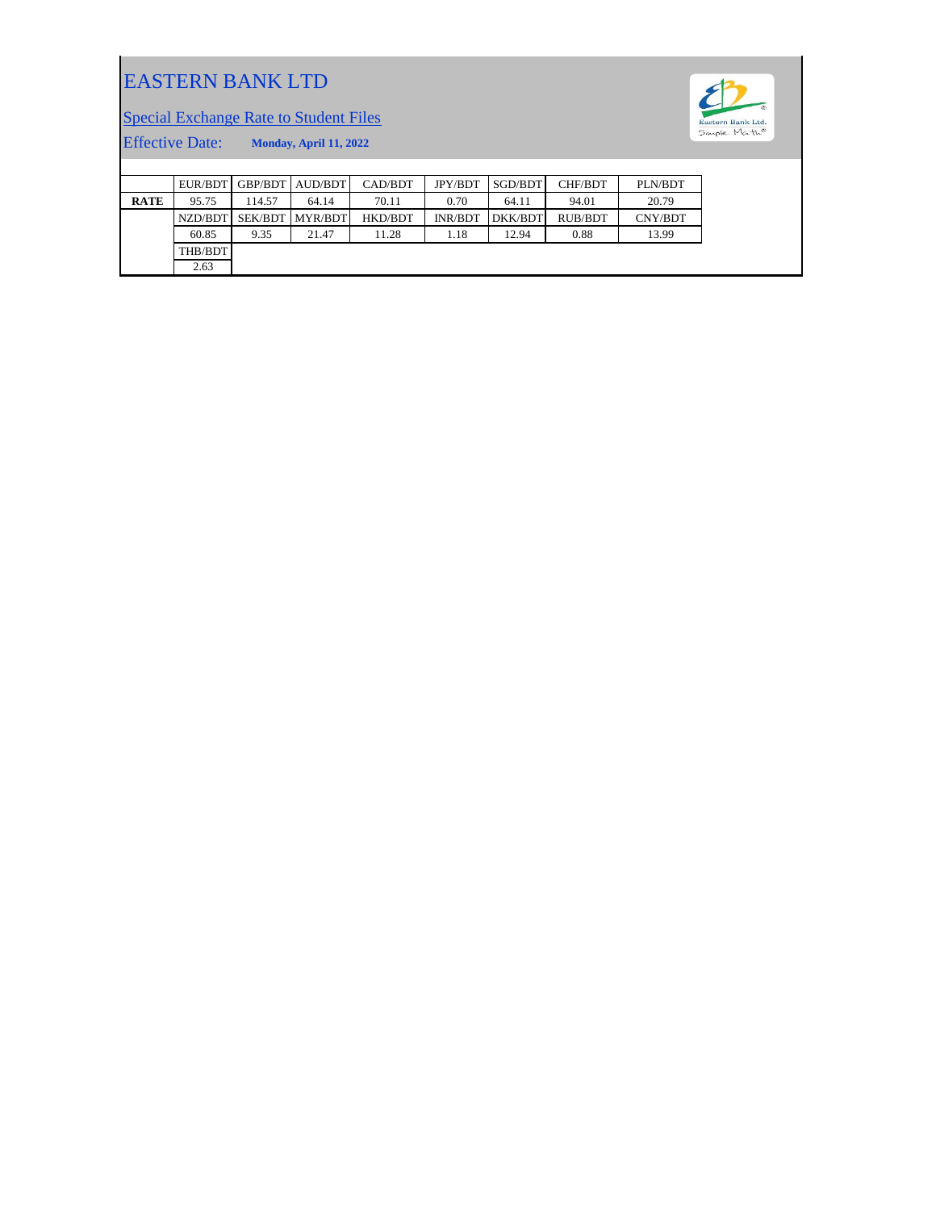# EASTERN BANK LTD

Special Exchange Rate to Student Files

Effective Date: **Monday, April 11, 2022**

| | | | | | | | | |
|---|---|---|---|---|---|---|---|---|
| | EUR/BDT | GBP/BDT | AUD/BDT | CAD/BDT | JPY/BDT | SGD/BDT | CHF/BDT | PLN/BDT |
| **RATE** | 95.75 | 114.57 | 64.14 | 70.11 | 0.70 | 64.11 | 94.01 | 20.79 |
| | NZD/BDT | SEK/BDT | MYR/BDT | HKD/BDT | INR/BDT | DKK/BDT | RUB/BDT | CNY/BDT |
| | 60.85 | 9.35 | 21.47 | 11.28 | 1.18 | 12.94 | 0.88 | 13.99 |
| | THB/BDT | | | | | | | |
| | 2.63 | | | | | | | |